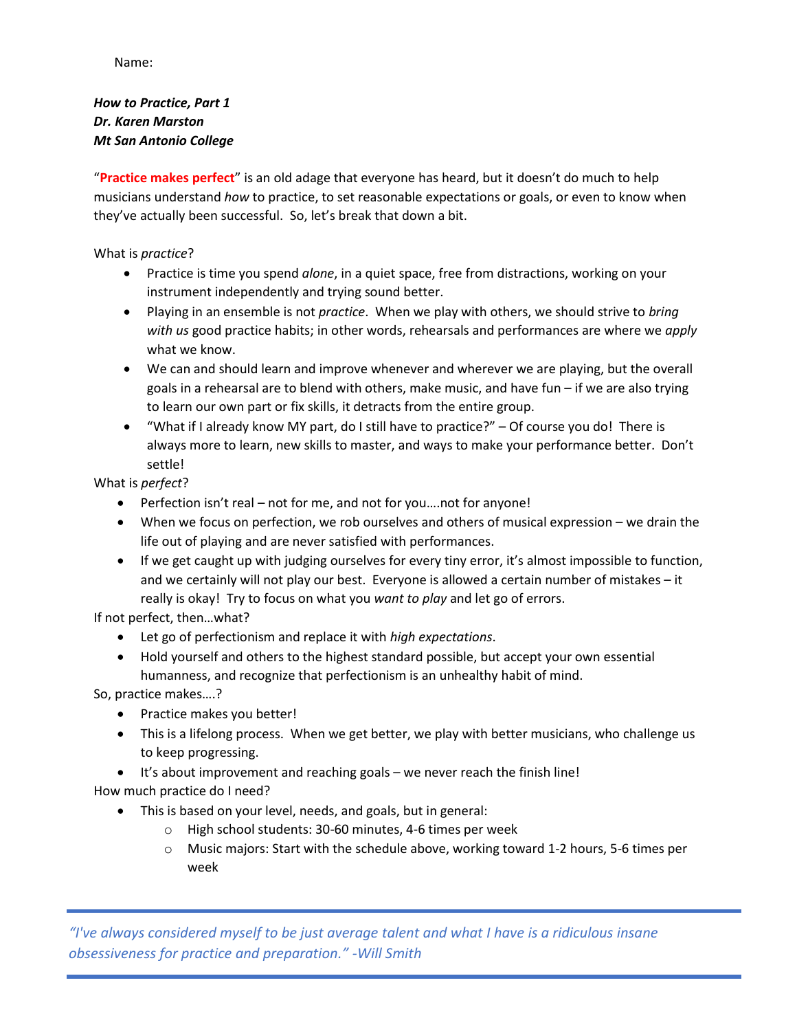Name:

***How to Practice, Part 1***
***Dr. Karen Marston***
***Mt San Antonio College***

"**Practice makes perfect**" is an old adage that everyone has heard, but it doesn't do much to help musicians understand *how* to practice, to set reasonable expectations or goals, or even to know when they've actually been successful. So, let's break that down a bit.

What is *practice*?

- Practice is time you spend *alone*, in a quiet space, free from distractions, working on your instrument independently and trying sound better.
- Playing in an ensemble is not *practice*. When we play with others, we should strive to *bring with us* good practice habits; in other words, rehearsals and performances are where we *apply* what we know.
- We can and should learn and improve whenever and wherever we are playing, but the overall goals in a rehearsal are to blend with others, make music, and have fun – if we are also trying to learn our own part or fix skills, it detracts from the entire group.
- "What if I already know MY part, do I still have to practice?" – Of course you do! There is always more to learn, new skills to master, and ways to make your performance better. Don't settle!

What is *perfect*?

- Perfection isn't real – not for me, and not for you….not for anyone!
- When we focus on perfection, we rob ourselves and others of musical expression – we drain the life out of playing and are never satisfied with performances.
- If we get caught up with judging ourselves for every tiny error, it's almost impossible to function, and we certainly will not play our best. Everyone is allowed a certain number of mistakes – it really is okay! Try to focus on what you *want to play* and let go of errors.

If not perfect, then…what?

- Let go of perfectionism and replace it with *high expectations*.
- Hold yourself and others to the highest standard possible, but accept your own essential humanness, and recognize that perfectionism is an unhealthy habit of mind.

So, practice makes….?

- Practice makes you better!
- This is a lifelong process. When we get better, we play with better musicians, who challenge us to keep progressing.
- It's about improvement and reaching goals – we never reach the finish line!

How much practice do I need?

- This is based on your level, needs, and goals, but in general:
  - High school students: 30-60 minutes, 4-6 times per week
  - Music majors: Start with the schedule above, working toward 1-2 hours, 5-6 times per week

---

*"I've always considered myself to be just average talent and what I have is a ridiculous insane obsessiveness for practice and preparation." -Will Smith*

---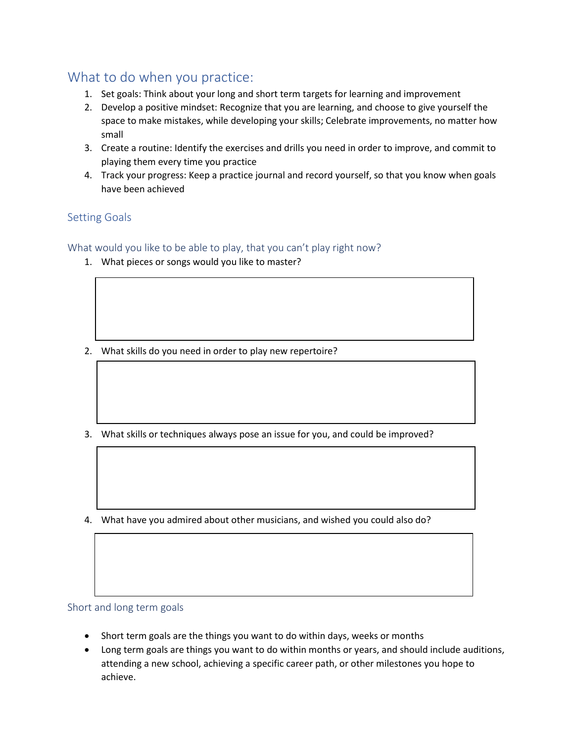## What to do when you practice:

1. Set goals: Think about your long and short term targets for learning and improvement
2. Develop a positive mindset: Recognize that you are learning, and choose to give yourself the space to make mistakes, while developing your skills; Celebrate improvements, no matter how small
3. Create a routine: Identify the exercises and drills you need in order to improve, and commit to playing them every time you practice
4. Track your progress: Keep a practice journal and record yourself, so that you know when goals have been achieved

### Setting Goals

#### What would you like to be able to play, that you can't play right now?

1. What pieces or songs would you like to master?

2. What skills do you need in order to play new repertoire?

3. What skills or techniques always pose an issue for you, and could be improved?

4. What have you admired about other musicians, and wished you could also do?

#### Short and long term goals

- Short term goals are the things you want to do within days, weeks or months
- Long term goals are things you want to do within months or years, and should include auditions, attending a new school, achieving a specific career path, or other milestones you hope to achieve.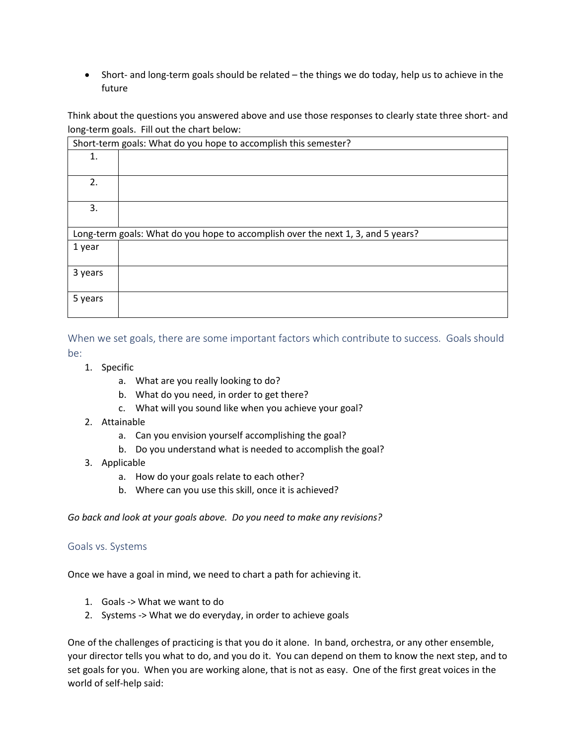- Short- and long-term goals should be related – the things we do today, help us to achieve in the future

Think about the questions you answered above and use those responses to clearly state three short- and long-term goals. Fill out the chart below:

| Short-term goals: What do you hope to accomplish this semester? | |
|---|---|
| 1. | |
| 2. | |
| 3. | |
| **Long-term goals: What do you hope to accomplish over the next 1, 3, and 5 years?** | |
| 1 year | |
| 3 years | |
| 5 years | |

## When we set goals, there are some important factors which contribute to success. Goals should be:

1. Specific
   a. What are you really looking to do?
   b. What do you need, in order to get there?
   c. What will you sound like when you achieve your goal?
2. Attainable
   a. Can you envision yourself accomplishing the goal?
   b. Do you understand what is needed to accomplish the goal?
3. Applicable
   a. How do your goals relate to each other?
   b. Where can you use this skill, once it is achieved?

*Go back and look at your goals above. Do you need to make any revisions?*

## Goals vs. Systems

Once we have a goal in mind, we need to chart a path for achieving it.

1. Goals -> What we want to do
2. Systems -> What we do everyday, in order to achieve goals

One of the challenges of practicing is that you do it alone. In band, orchestra, or any other ensemble, your director tells you what to do, and you do it. You can depend on them to know the next step, and to set goals for you. When you are working alone, that is not as easy. One of the first great voices in the world of self-help said: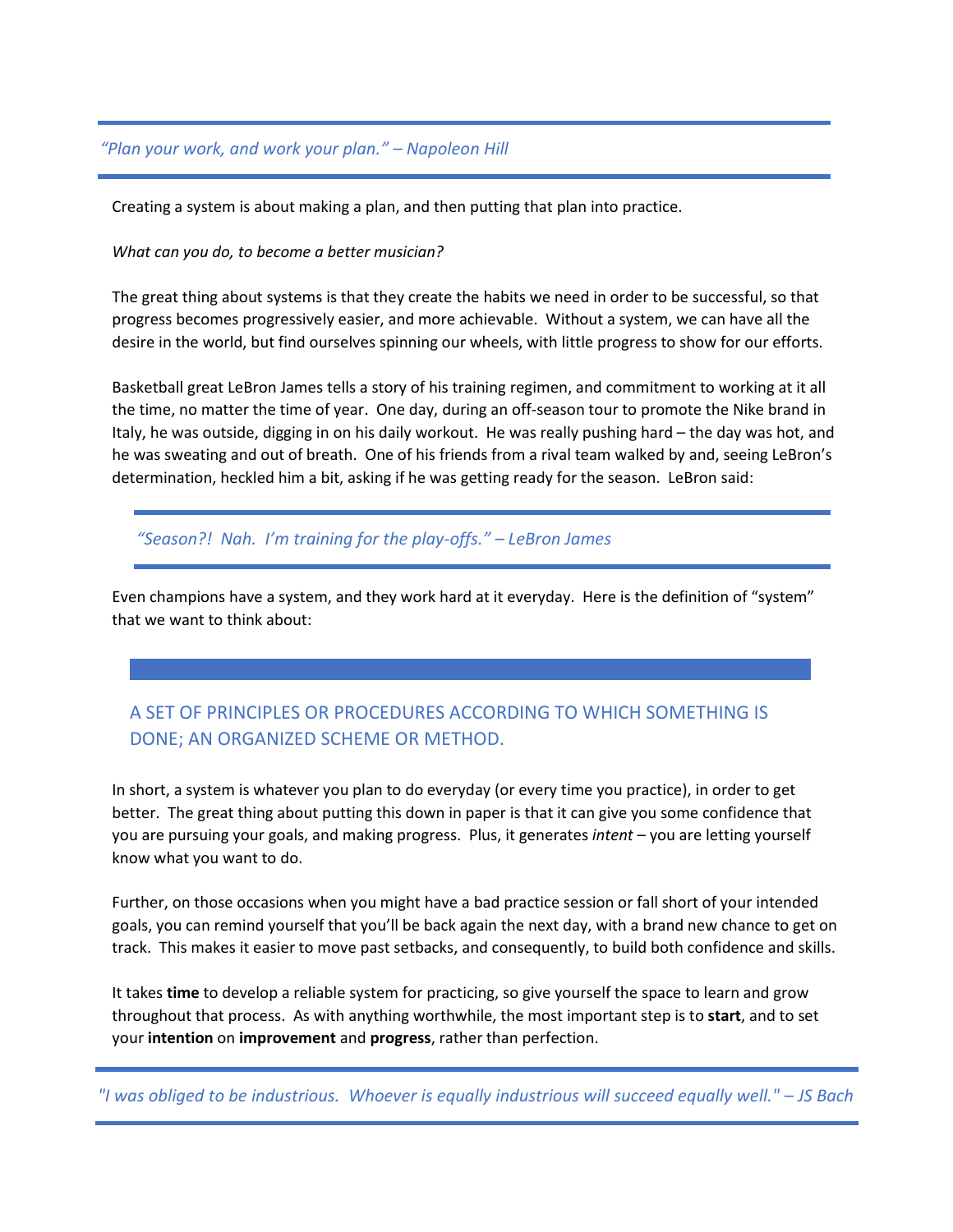*“Plan your work, and work your plan.” – Napoleon Hill*

Creating a system is about making a plan, and then putting that plan into practice.

*What can you do, to become a better musician?*

The great thing about systems is that they create the habits we need in order to be successful, so that progress becomes progressively easier, and more achievable. Without a system, we can have all the desire in the world, but find ourselves spinning our wheels, with little progress to show for our efforts.

Basketball great LeBron James tells a story of his training regimen, and commitment to working at it all the time, no matter the time of year. One day, during an off-season tour to promote the Nike brand in Italy, he was outside, digging in on his daily workout. He was really pushing hard – the day was hot, and he was sweating and out of breath. One of his friends from a rival team walked by and, seeing LeBron’s determination, heckled him a bit, asking if he was getting ready for the season. LeBron said:

*“Season?! Nah. I’m training for the play-offs.” – LeBron James*

Even champions have a system, and they work hard at it everyday. Here is the definition of “system” that we want to think about:

A SET OF PRINCIPLES OR PROCEDURES ACCORDING TO WHICH SOMETHING IS DONE; AN ORGANIZED SCHEME OR METHOD.

In short, a system is whatever you plan to do everyday (or every time you practice), in order to get better. The great thing about putting this down in paper is that it can give you some confidence that you are pursuing your goals, and making progress. Plus, it generates *intent* – you are letting yourself know what you want to do.

Further, on those occasions when you might have a bad practice session or fall short of your intended goals, you can remind yourself that you’ll be back again the next day, with a brand new chance to get on track. This makes it easier to move past setbacks, and consequently, to build both confidence and skills.

It takes **time** to develop a reliable system for practicing, so give yourself the space to learn and grow throughout that process. As with anything worthwhile, the most important step is to **start**, and to set your **intention** on **improvement** and **progress**, rather than perfection.

*"I was obliged to be industrious. Whoever is equally industrious will succeed equally well." – JS Bach*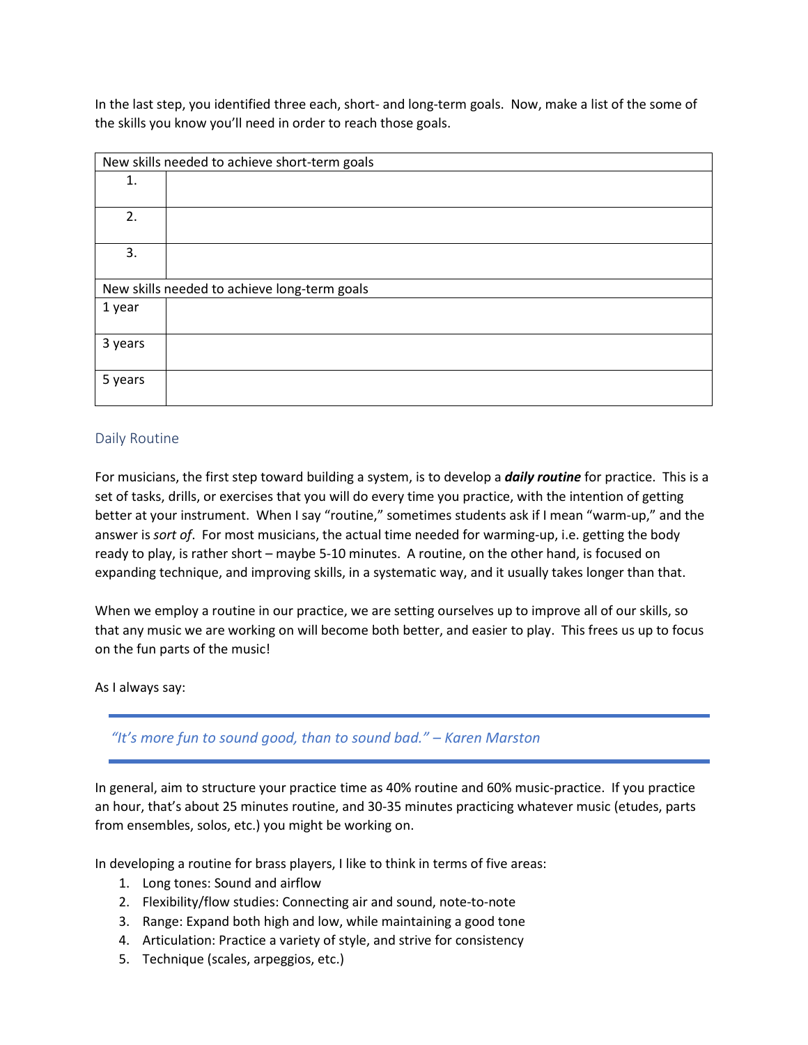In the last step, you identified three each, short- and long-term goals. Now, make a list of the some of the skills you know you'll need in order to reach those goals.

| New skills needed to achieve short-term goals | |
|---|---|
| 1. | |
| 2. | |
| 3. | |
| **New skills needed to achieve long-term goals** | |
| 1 year | |
| 3 years | |
| 5 years | |

## Daily Routine

For musicians, the first step toward building a system, is to develop a ***daily routine*** for practice. This is a set of tasks, drills, or exercises that you will do every time you practice, with the intention of getting better at your instrument. When I say "routine," sometimes students ask if I mean "warm-up," and the answer is *sort of*. For most musicians, the actual time needed for warming-up, i.e. getting the body ready to play, is rather short – maybe 5-10 minutes. A routine, on the other hand, is focused on expanding technique, and improving skills, in a systematic way, and it usually takes longer than that.

When we employ a routine in our practice, we are setting ourselves up to improve all of our skills, so that any music we are working on will become both better, and easier to play. This frees us up to focus on the fun parts of the music!

As I always say:

> *"It's more fun to sound good, than to sound bad." – Karen Marston*

In general, aim to structure your practice time as 40% routine and 60% music-practice. If you practice an hour, that's about 25 minutes routine, and 30-35 minutes practicing whatever music (etudes, parts from ensembles, solos, etc.) you might be working on.

In developing a routine for brass players, I like to think in terms of five areas:

1. Long tones: Sound and airflow
2. Flexibility/flow studies: Connecting air and sound, note-to-note
3. Range: Expand both high and low, while maintaining a good tone
4. Articulation: Practice a variety of style, and strive for consistency
5. Technique (scales, arpeggios, etc.)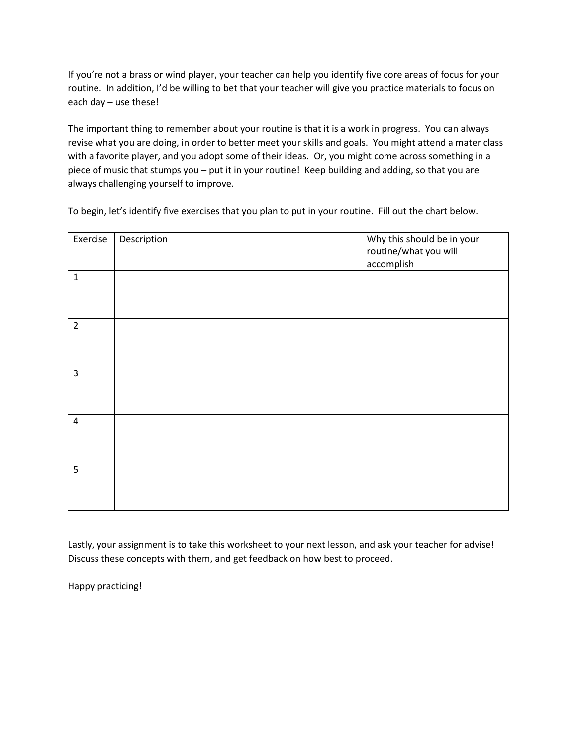If you're not a brass or wind player, your teacher can help you identify five core areas of focus for your routine. In addition, I'd be willing to bet that your teacher will give you practice materials to focus on each day – use these!

The important thing to remember about your routine is that it is a work in progress. You can always revise what you are doing, in order to better meet your skills and goals. You might attend a mater class with a favorite player, and you adopt some of their ideas. Or, you might come across something in a piece of music that stumps you – put it in your routine! Keep building and adding, so that you are always challenging yourself to improve.

To begin, let's identify five exercises that you plan to put in your routine. Fill out the chart below.

| Exercise | Description | Why this should be in your routine/what you will accomplish |
|---|---|---|
| 1 | | |
| 2 | | |
| 3 | | |
| 4 | | |
| 5 | | |

Lastly, your assignment is to take this worksheet to your next lesson, and ask your teacher for advise! Discuss these concepts with them, and get feedback on how best to proceed.

Happy practicing!